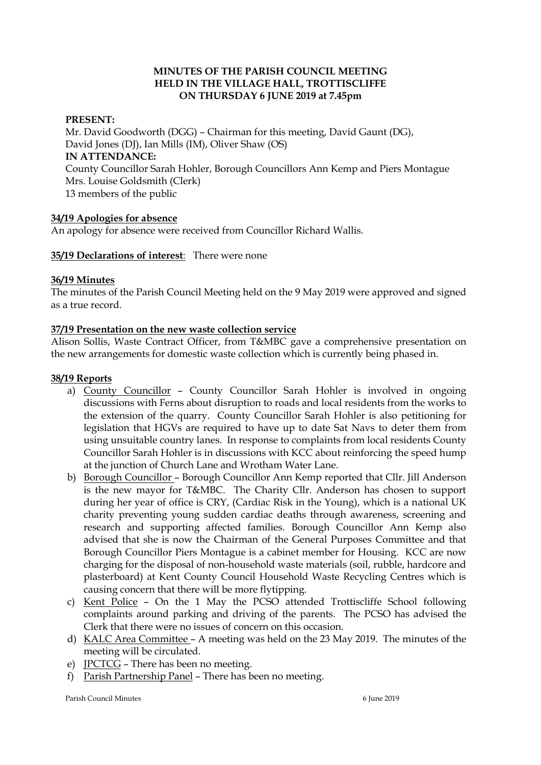# MINUTES OF THE PARISH COUNCIL MEETING HELD IN THE VILLAGE HALL, TROTTISCLIFFE ON THURSDAY 6 JUNE 2019 at 7.45pm

**PRESENT:**

Mr. David Goodworth (DGG) – Chairman for this meeting, David Gaunt (DG), David Jones (DJ), Ian Mills (IM), Oliver Shaw (OS)

**IN ATTENDANCE:**

County Councillor Sarah Hohler, Borough Councillors Ann Kemp and Piers Montague
Mrs. Louise Goldsmith (Clerk)
13 members of the public

**34/19 Apologies for absence**

An apology for absence were received from Councillor Richard Wallis.

**35/19 Declarations of interest**: There were none

**36/19 Minutes**

The minutes of the Parish Council Meeting held on the 9 May 2019 were approved and signed as a true record.

**37/19 Presentation on the new waste collection service**

Alison Sollis, Waste Contract Officer, from T&MBC gave a comprehensive presentation on the new arrangements for domestic waste collection which is currently being phased in.

**38/19 Reports**

a) County Councillor – County Councillor Sarah Hohler is involved in ongoing discussions with Ferns about disruption to roads and local residents from the works to the extension of the quarry. County Councillor Sarah Hohler is also petitioning for legislation that HGVs are required to have up to date Sat Navs to deter them from using unsuitable country lanes. In response to complaints from local residents County Councillor Sarah Hohler is in discussions with KCC about reinforcing the speed hump at the junction of Church Lane and Wrotham Water Lane.

b) Borough Councillor – Borough Councillor Ann Kemp reported that Cllr. Jill Anderson is the new mayor for T&MBC. The Charity Cllr. Anderson has chosen to support during her year of office is CRY, (Cardiac Risk in the Young), which is a national UK charity preventing young sudden cardiac deaths through awareness, screening and research and supporting affected families. Borough Councillor Ann Kemp also advised that she is now the Chairman of the General Purposes Committee and that Borough Councillor Piers Montague is a cabinet member for Housing. KCC are now charging for the disposal of non-household waste materials (soil, rubble, hardcore and plasterboard) at Kent County Council Household Waste Recycling Centres which is causing concern that there will be more flytipping.

c) Kent Police – On the 1 May the PCSO attended Trottiscliffe School following complaints around parking and driving of the parents. The PCSO has advised the Clerk that there were no issues of concern on this occasion.

d) KALC Area Committee – A meeting was held on the 23 May 2019. The minutes of the meeting will be circulated.

e) JPCTCG – There has been no meeting.

f) Parish Partnership Panel – There has been no meeting.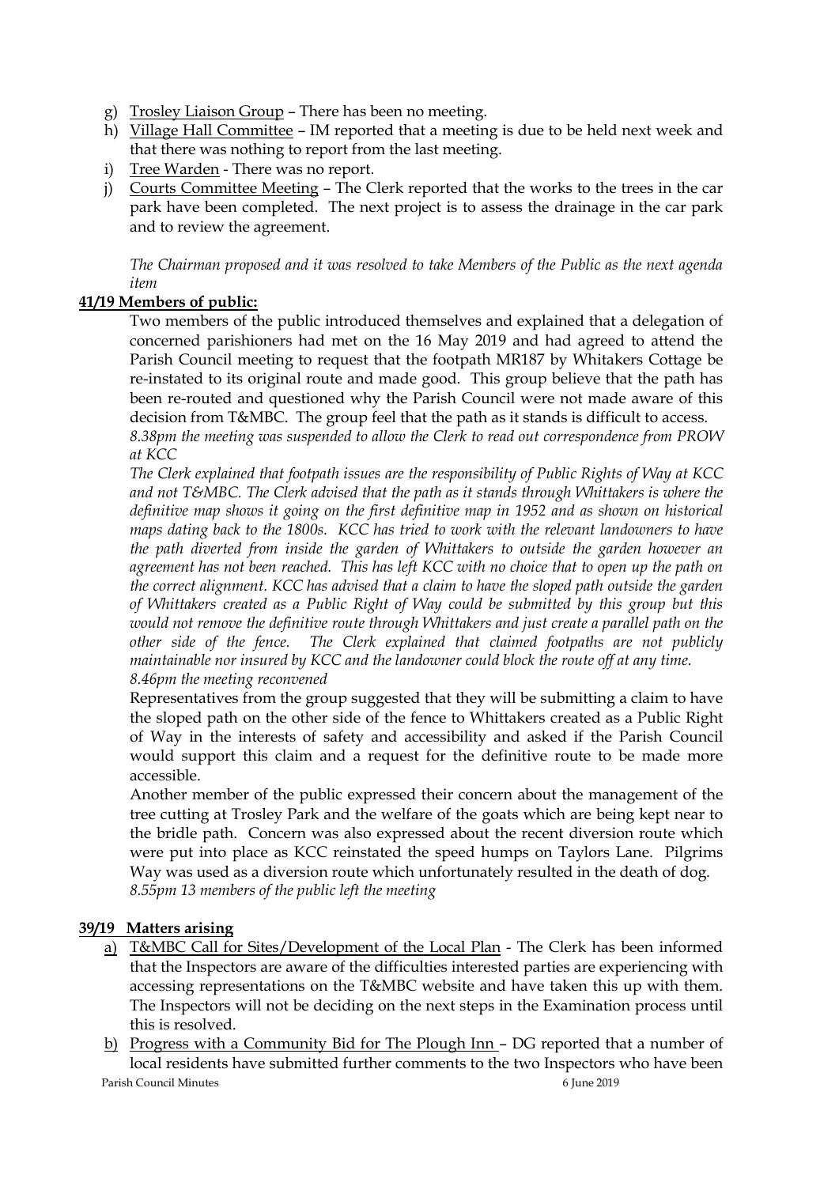g) Trosley Liaison Group – There has been no meeting.
h) Village Hall Committee – IM reported that a meeting is due to be held next week and that there was nothing to report from the last meeting.
i) Tree Warden - There was no report.
j) Courts Committee Meeting – The Clerk reported that the works to the trees in the car park have been completed. The next project is to assess the drainage in the car park and to review the agreement.

*The Chairman proposed and it was resolved to take Members of the Public as the next agenda item*

**41/19 Members of public:**

Two members of the public introduced themselves and explained that a delegation of concerned parishioners had met on the 16 May 2019 and had agreed to attend the Parish Council meeting to request that the footpath MR187 by Whitakers Cottage be re-instated to its original route and made good. This group believe that the path has been re-routed and questioned why the Parish Council were not made aware of this decision from T&MBC. The group feel that the path as it stands is difficult to access.

*8.38pm the meeting was suspended to allow the Clerk to read out correspondence from PROW at KCC*

*The Clerk explained that footpath issues are the responsibility of Public Rights of Way at KCC and not T&MBC. The Clerk advised that the path as it stands through Whittakers is where the definitive map shows it going on the first definitive map in 1952 and as shown on historical maps dating back to the 1800s. KCC has tried to work with the relevant landowners to have the path diverted from inside the garden of Whittakers to outside the garden however an agreement has not been reached. This has left KCC with no choice that to open up the path on the correct alignment. KCC has advised that a claim to have the sloped path outside the garden of Whittakers created as a Public Right of Way could be submitted by this group but this would not remove the definitive route through Whittakers and just create a parallel path on the other side of the fence. The Clerk explained that claimed footpaths are not publicly maintainable nor insured by KCC and the landowner could block the route off at any time.*

*8.46pm the meeting reconvened*

Representatives from the group suggested that they will be submitting a claim to have the sloped path on the other side of the fence to Whittakers created as a Public Right of Way in the interests of safety and accessibility and asked if the Parish Council would support this claim and a request for the definitive route to be made more accessible.

Another member of the public expressed their concern about the management of the tree cutting at Trosley Park and the welfare of the goats which are being kept near to the bridle path. Concern was also expressed about the recent diversion route which were put into place as KCC reinstated the speed humps on Taylors Lane. Pilgrims Way was used as a diversion route which unfortunately resulted in the death of dog.

*8.55pm 13 members of the public left the meeting*

**39/19 Matters arising**

a) T&MBC Call for Sites/Development of the Local Plan - The Clerk has been informed that the Inspectors are aware of the difficulties interested parties are experiencing with accessing representations on the T&MBC website and have taken this up with them. The Inspectors will not be deciding on the next steps in the Examination process until this is resolved.
b) Progress with a Community Bid for The Plough Inn – DG reported that a number of local residents have submitted further comments to the two Inspectors who have been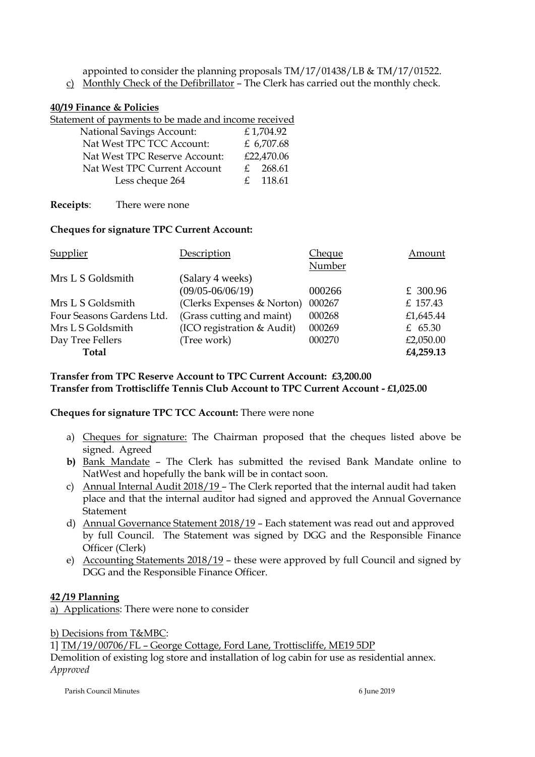appointed to consider the planning proposals TM/17/01438/LB & TM/17/01522.

c) Monthly Check of the Defibrillator – The Clerk has carried out the monthly check.

**40/19 Finance & Policies**

Statement of payments to be made and income received

| | |
|---|---|
| National Savings Account: | £ 1,704.92 |
| Nat West TPC TCC Account: | £ 6,707.68 |
| Nat West TPC Reserve Account: | £22,470.06 |
| Nat West TPC Current Account | £ 268.61 |
| Less cheque 264 | £ 118.61 |

**Receipts**: There were none

**Cheques for signature TPC Current Account:**

| Supplier | Description | Cheque Number | Amount |
|---|---|---|---|
| Mrs L S Goldsmith | (Salary 4 weeks) (09/05-06/06/19) | 000266 | £ 300.96 |
| Mrs L S Goldsmith | (Clerks Expenses & Norton) | 000267 | £ 157.43 |
| Four Seasons Gardens Ltd. | (Grass cutting and maint) | 000268 | £1,645.44 |
| Mrs L S Goldsmith | (ICO registration & Audit) | 000269 | £ 65.30 |
| Day Tree Fellers | (Tree work) | 000270 | £2,050.00 |
| **Total** | | | **£4,259.13** |

**Transfer from TPC Reserve Account to TPC Current Account: £3,200.00**
**Transfer from Trottiscliffe Tennis Club Account to TPC Current Account - £1,025.00**

**Cheques for signature TPC TCC Account:** There were none

a) Cheques for signature: The Chairman proposed that the cheques listed above be signed. Agreed

**b)** Bank Mandate – The Clerk has submitted the revised Bank Mandate online to NatWest and hopefully the bank will be in contact soon.

c) Annual Internal Audit 2018/19 – The Clerk reported that the internal audit had taken place and that the internal auditor had signed and approved the Annual Governance Statement

d) Annual Governance Statement 2018/19 – Each statement was read out and approved by full Council. The Statement was signed by DGG and the Responsible Finance Officer (Clerk)

e) Accounting Statements 2018/19 – these were approved by full Council and signed by DGG and the Responsible Finance Officer.

**42 /19 Planning**

a) Applications: There were none to consider

b) Decisions from T&MBC:

1] TM/19/00706/FL – George Cottage, Ford Lane, Trottiscliffe, ME19 5DP
Demolition of existing log store and installation of log cabin for use as residential annex.
*Approved*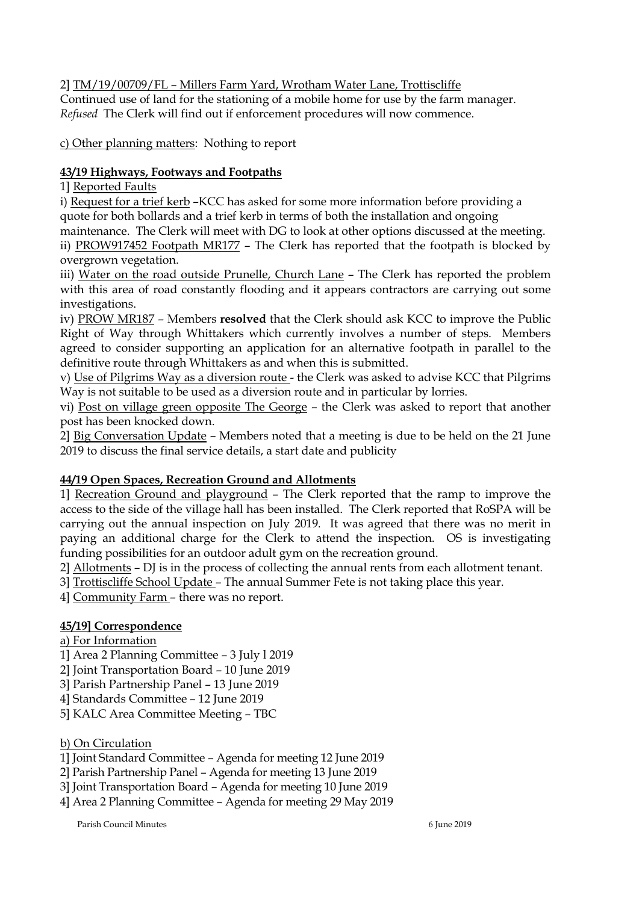2] <u>TM/19/00709/FL – Millers Farm Yard, Wrotham Water Lane, Trottiscliffe</u>
Continued use of land for the stationing of a mobile home for use by the farm manager.
*Refused* The Clerk will find out if enforcement procedures will now commence.

<u>c) Other planning matters</u>: Nothing to report

**<u>43/19 Highways, Footways and Footpaths</u>**

1] <u>Reported Faults</u>

i) <u>Request for a trief kerb</u> –KCC has asked for some more information before providing a quote for both bollards and a trief kerb in terms of both the installation and ongoing maintenance. The Clerk will meet with DG to look at other options discussed at the meeting.

ii) <u>PROW917452 Footpath MR177</u> – The Clerk has reported that the footpath is blocked by overgrown vegetation.

iii) <u>Water on the road outside Prunelle, Church Lane</u> – The Clerk has reported the problem with this area of road constantly flooding and it appears contractors are carrying out some investigations.

iv) <u>PROW MR187</u> – Members **resolved** that the Clerk should ask KCC to improve the Public Right of Way through Whittakers which currently involves a number of steps. Members agreed to consider supporting an application for an alternative footpath in parallel to the definitive route through Whittakers as and when this is submitted.

v) <u>Use of Pilgrims Way as a diversion route</u> - the Clerk was asked to advise KCC that Pilgrims Way is not suitable to be used as a diversion route and in particular by lorries.

vi) <u>Post on village green opposite The George</u> – the Clerk was asked to report that another post has been knocked down.

2] <u>Big Conversation Update</u> – Members noted that a meeting is due to be held on the 21 June 2019 to discuss the final service details, a start date and publicity

**<u>44/19 Open Spaces, Recreation Ground and Allotments</u>**

1] <u>Recreation Ground and playground</u> – The Clerk reported that the ramp to improve the access to the side of the village hall has been installed. The Clerk reported that RoSPA will be carrying out the annual inspection on July 2019. It was agreed that there was no merit in paying an additional charge for the Clerk to attend the inspection. OS is investigating funding possibilities for an outdoor adult gym on the recreation ground.

2] <u>Allotments</u> – DJ is in the process of collecting the annual rents from each allotment tenant.

3] <u>Trottiscliffe School Update</u> – The annual Summer Fete is not taking place this year.

4] <u>Community Farm</u> – there was no report.

**<u>45/19] Correspondence</u>**

<u>a) For Information</u>

1] Area 2 Planning Committee – 3 July l 2019
2] Joint Transportation Board – 10 June 2019
3] Parish Partnership Panel – 13 June 2019
4] Standards Committee – 12 June 2019
5] KALC Area Committee Meeting – TBC

<u>b) On Circulation</u>

1] Joint Standard Committee – Agenda for meeting 12 June 2019
2] Parish Partnership Panel – Agenda for meeting 13 June 2019
3] Joint Transportation Board – Agenda for meeting 10 June 2019
4] Area 2 Planning Committee – Agenda for meeting 29 May 2019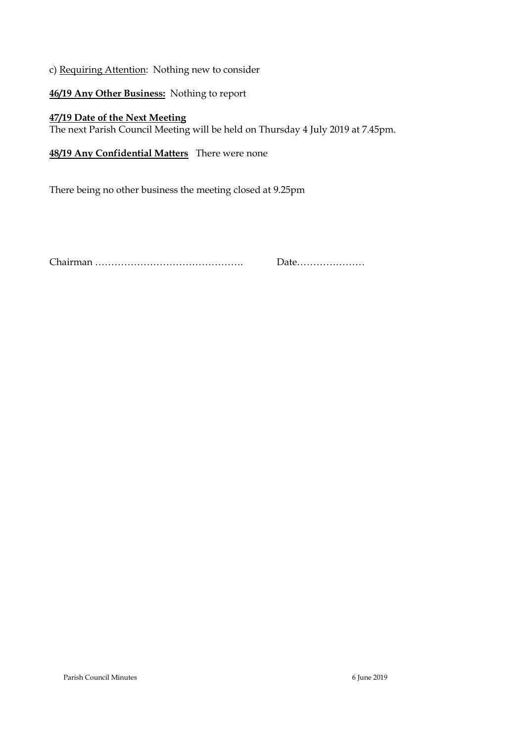c) Requiring Attention: Nothing new to consider

**46/19 Any Other Business:** Nothing to report

**47/19 Date of the Next Meeting**

The next Parish Council Meeting will be held on Thursday 4 July 2019 at 7.45pm.

**48/19 Any Confidential Matters** There were none

There being no other business the meeting closed at 9.25pm

Chairman ………………………………………. Date…………………